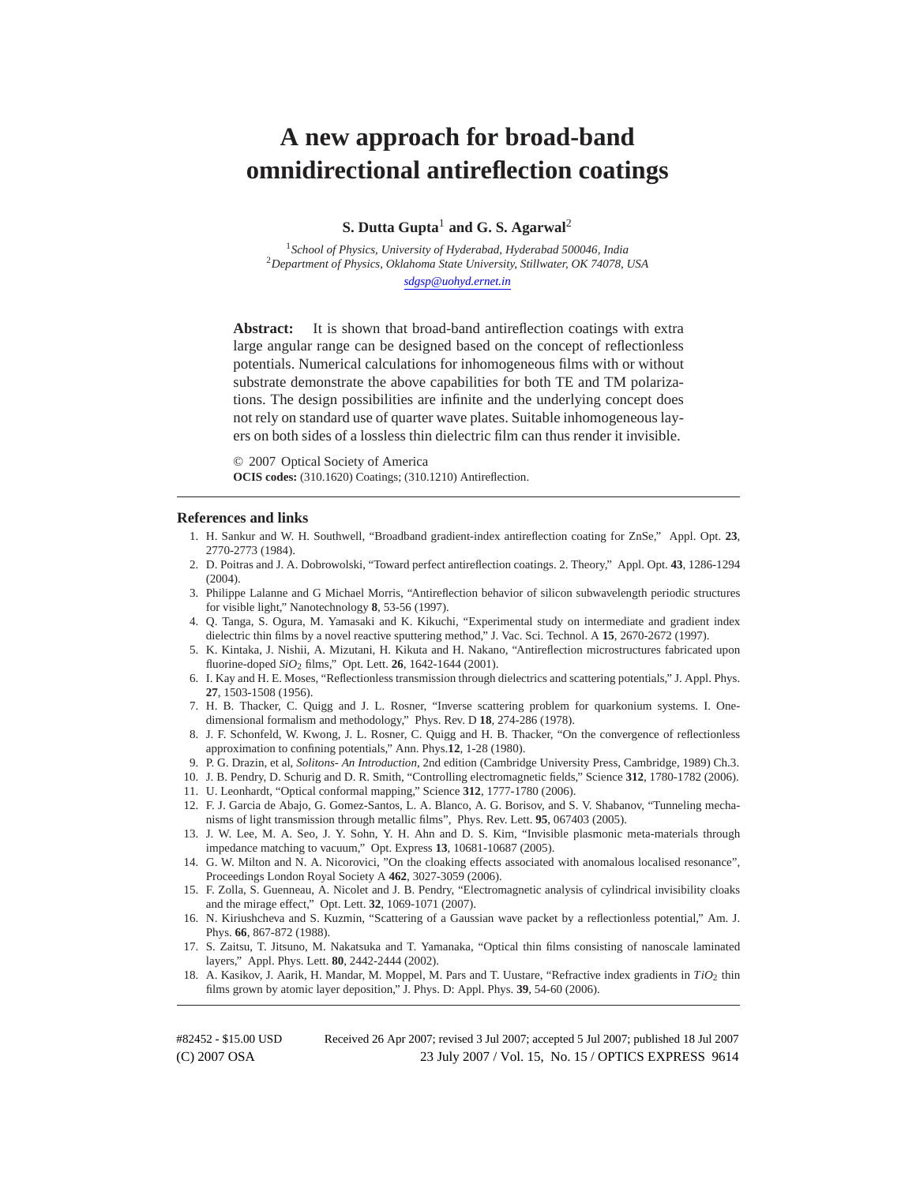# A new approach for broad-band omnidirectional antireflection coatings

**S. Dutta Gupta**[1] **and G. S. Agarwal**[2]

[1]*School of Physics, University of Hyderabad, Hyderabad 500046, India*
[2]*Department of Physics, Oklahoma State University, Stillwater, OK 74078, USA*

*sdgsp@uohyd.ernet.in*

**Abstract:** It is shown that broad-band antireflection coatings with extra large angular range can be designed based on the concept of reflectionless potentials. Numerical calculations for inhomogeneous films with or without substrate demonstrate the above capabilities for both TE and TM polarizations. The design possibilities are infinite and the underlying concept does not rely on standard use of quarter wave plates. Suitable inhomogeneous layers on both sides of a lossless thin dielectric film can thus render it invisible.

© 2007 Optical Society of America

**OCIS codes:** (310.1620) Coatings; (310.1210) Antireflection.

## References and links

1. H. Sankur and W. H. Southwell, "Broadband gradient-index antireflection coating for ZnSe," Appl. Opt. **23**, 2770-2773 (1984).
2. D. Poitras and J. A. Dobrowolski, "Toward perfect antireflection coatings. 2. Theory," Appl. Opt. **43**, 1286-1294 (2004).
3. Philippe Lalanne and G Michael Morris, "Antireflection behavior of silicon subwavelength periodic structures for visible light," Nanotechnology **8**, 53-56 (1997).
4. Q. Tanga, S. Ogura, M. Yamasaki and K. Kikuchi, "Experimental study on intermediate and gradient index dielectric thin films by a novel reactive sputtering method," J. Vac. Sci. Technol. A **15**, 2670-2672 (1997).
5. K. Kintaka, J. Nishii, A. Mizutani, H. Kikuta and H. Nakano, "Antireflection microstructures fabricated upon fluorine-doped $SiO_2$ films," Opt. Lett. **26**, 1642-1644 (2001).
6. I. Kay and H. E. Moses, "Reflectionless transmission through dielectrics and scattering potentials," J. Appl. Phys. **27**, 1503-1508 (1956).
7. H. B. Thacker, C. Quigg and J. L. Rosner, "Inverse scattering problem for quarkonium systems. I. One-dimensional formalism and methodology," Phys. Rev. D **18**, 274-286 (1978).
8. J. F. Schonfeld, W. Kwong, J. L. Rosner, C. Quigg and H. B. Thacker, "On the convergence of reflectionless approximation to confining potentials," Ann. Phys.**12**, 1-28 (1980).
9. P. G. Drazin, et al, *Solitons- An Introduction*, 2nd edition (Cambridge University Press, Cambridge, 1989) Ch.3.
10. J. B. Pendry, D. Schurig and D. R. Smith, "Controlling electromagnetic fields," Science **312**, 1780-1782 (2006).
11. U. Leonhardt, "Optical conformal mapping," Science **312**, 1777-1780 (2006).
12. F. J. Garcia de Abajo, G. Gomez-Santos, L. A. Blanco, A. G. Borisov, and S. V. Shabanov, "Tunneling mechanisms of light transmission through metallic films", Phys. Rev. Lett. **95**, 067403 (2005).
13. J. W. Lee, M. A. Seo, J. Y. Sohn, Y. H. Ahn and D. S. Kim, "Invisible plasmonic meta-materials through impedance matching to vacuum," Opt. Express **13**, 10681-10687 (2005).
14. G. W. Milton and N. A. Nicorovici, "On the cloaking effects associated with anomalous localised resonance", Proceedings London Royal Society A **462**, 3027-3059 (2006).
15. F. Zolla, S. Guenneau, A. Nicolet and J. B. Pendry, "Electromagnetic analysis of cylindrical invisibility cloaks and the mirage effect," Opt. Lett. **32**, 1069-1071 (2007).
16. N. Kiriushcheva and S. Kuzmin, "Scattering of a Gaussian wave packet by a reflectionless potential," Am. J. Phys. **66**, 867-872 (1988).
17. S. Zaitsu, T. Jitsuno, M. Nakatsuka and T. Yamanaka, "Optical thin films consisting of nanoscale laminated layers," Appl. Phys. Lett. **80**, 2442-2444 (2002).
18. A. Kasikov, J. Aarik, H. Mandar, M. Moppel, M. Pars and T. Uustare, "Refractive index gradients in $TiO_2$ thin films grown by atomic layer deposition," J. Phys. D: Appl. Phys. **39**, 54-60 (2006).

#82452 - $15.00 USD Received 26 Apr 2007; revised 3 Jul 2007; accepted 5 Jul 2007; published 18 Jul 2007
(C) 2007 OSA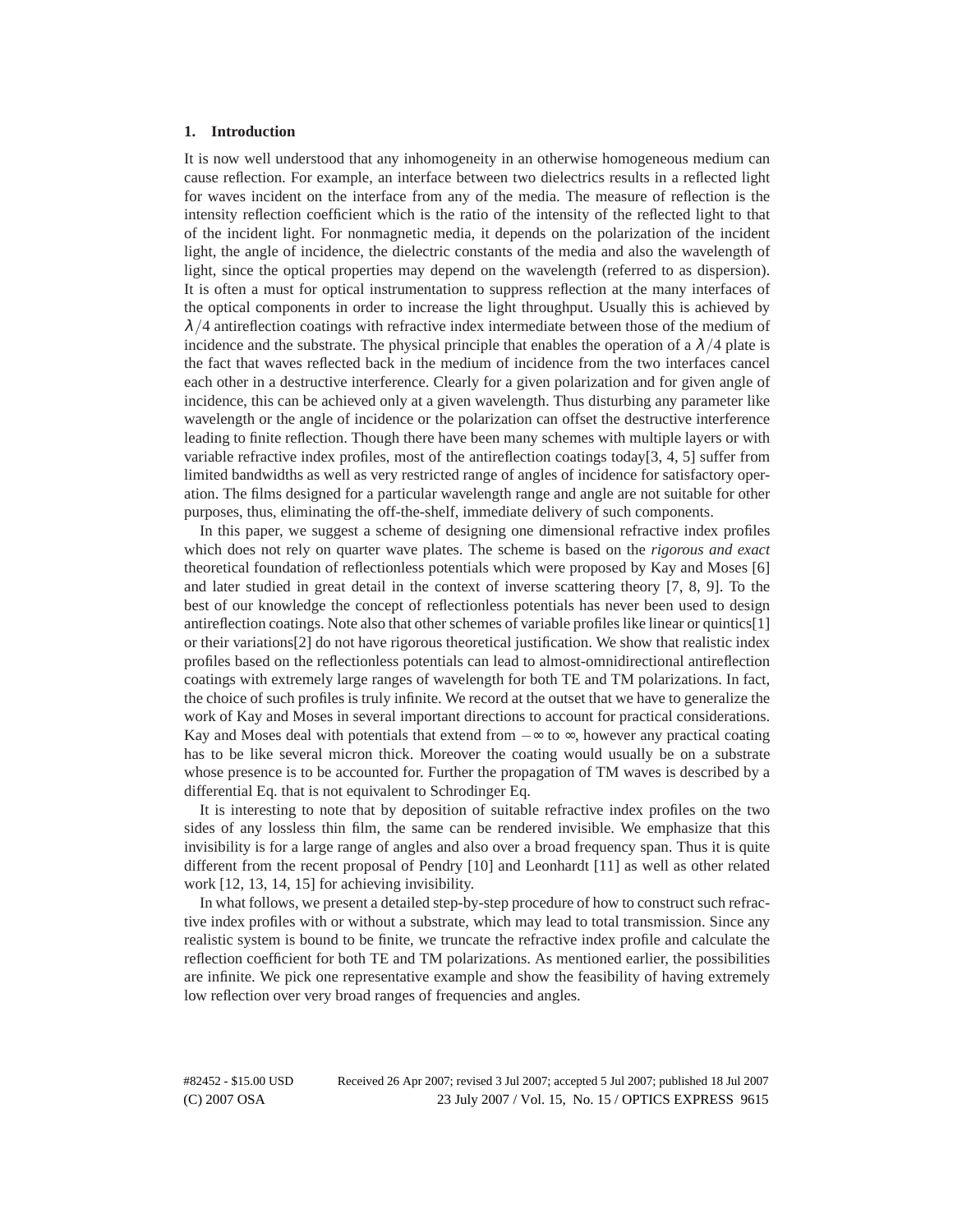## 1. Introduction

It is now well understood that any inhomogeneity in an otherwise homogeneous medium can cause reflection. For example, an interface between two dielectrics results in a reflected light for waves incident on the interface from any of the media. The measure of reflection is the intensity reflection coefficient which is the ratio of the intensity of the reflected light to that of the incident light. For nonmagnetic media, it depends on the polarization of the incident light, the angle of incidence, the dielectric constants of the media and also the wavelength of light, since the optical properties may depend on the wavelength (referred to as dispersion). It is often a must for optical instrumentation to suppress reflection at the many interfaces of the optical components in order to increase the light throughput. Usually this is achieved by $\lambda/4$ antireflection coatings with refractive index intermediate between those of the medium of incidence and the substrate. The physical principle that enables the operation of a $\lambda/4$ plate is the fact that waves reflected back in the medium of incidence from the two interfaces cancel each other in a destructive interference. Clearly for a given polarization and for given angle of incidence, this can be achieved only at a given wavelength. Thus disturbing any parameter like wavelength or the angle of incidence or the polarization can offset the destructive interference leading to finite reflection. Though there have been many schemes with multiple layers or with variable refractive index profiles, most of the antireflection coatings today[3, 4, 5] suffer from limited bandwidths as well as very restricted range of angles of incidence for satisfactory operation. The films designed for a particular wavelength range and angle are not suitable for other purposes, thus, eliminating the off-the-shelf, immediate delivery of such components.

In this paper, we suggest a scheme of designing one dimensional refractive index profiles which does not rely on quarter wave plates. The scheme is based on the *rigorous and exact* theoretical foundation of reflectionless potentials which were proposed by Kay and Moses [6] and later studied in great detail in the context of inverse scattering theory [7, 8, 9]. To the best of our knowledge the concept of reflectionless potentials has never been used to design antireflection coatings. Note also that other schemes of variable profiles like linear or quintics[1] or their variations[2] do not have rigorous theoretical justification. We show that realistic index profiles based on the reflectionless potentials can lead to almost-omnidirectional antireflection coatings with extremely large ranges of wavelength for both TE and TM polarizations. In fact, the choice of such profiles is truly infinite. We record at the outset that we have to generalize the work of Kay and Moses in several important directions to account for practical considerations. Kay and Moses deal with potentials that extend from $-\infty$ to $\infty$, however any practical coating has to be like several micron thick. Moreover the coating would usually be on a substrate whose presence is to be accounted for. Further the propagation of TM waves is described by a differential Eq. that is not equivalent to Schrodinger Eq.

It is interesting to note that by deposition of suitable refractive index profiles on the two sides of any lossless thin film, the same can be rendered invisible. We emphasize that this invisibility is for a large range of angles and also over a broad frequency span. Thus it is quite different from the recent proposal of Pendry [10] and Leonhardt [11] as well as other related work [12, 13, 14, 15] for achieving invisibility.

In what follows, we present a detailed step-by-step procedure of how to construct such refractive index profiles with or without a substrate, which may lead to total transmission. Since any realistic system is bound to be finite, we truncate the refractive index profile and calculate the reflection coefficient for both TE and TM polarizations. As mentioned earlier, the possibilities are infinite. We pick one representative example and show the feasibility of having extremely low reflection over very broad ranges of frequencies and angles.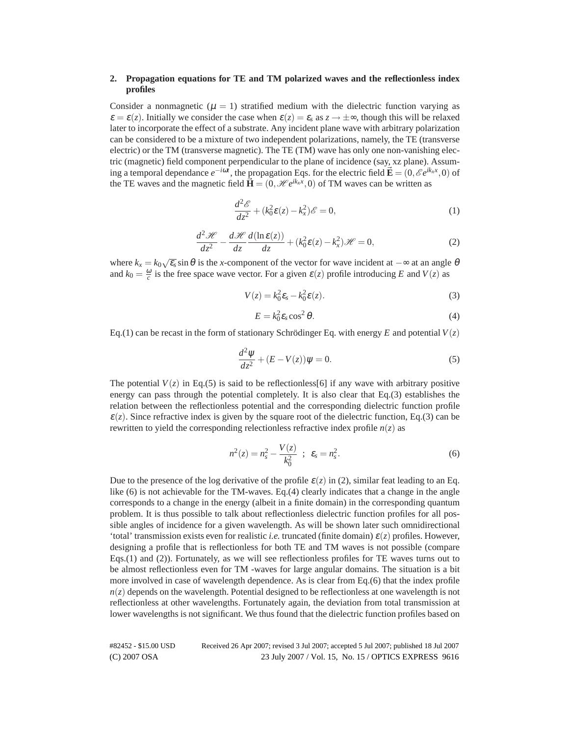## 2. Propagation equations for TE and TM polarized waves and the reflectionless index profiles

Consider a nonmagnetic ($\mu = 1$) stratified medium with the dielectric function varying as $\varepsilon = \varepsilon(z)$. Initially we consider the case when $\varepsilon(z) = \varepsilon_s$ as $z \to \pm\infty$, though this will be relaxed later to incorporate the effect of a substrate. Any incident plane wave with arbitrary polarization can be considered to be a mixture of two independent polarizations, namely, the TE (transverse electric) or the TM (transverse magnetic). The TE (TM) wave has only one non-vanishing electric (magnetic) field component perpendicular to the plane of incidence (say, xz plane). Assuming a temporal dependance $e^{-i\omega t}$, the propagation Eqs. for the electric field $\vec{\mathbf{E}} = (0, \mathscr{E} e^{ik_x x}, 0)$ of the TE waves and the magnetic field $\vec{\mathbf{H}} = (0, \mathscr{H} e^{ik_x x}, 0)$ of TM waves can be written as

$$\frac{d^2\mathscr{E}}{dz^2} + (k_0^2\varepsilon(z) - k_x^2)\mathscr{E} = 0, \tag{1}$$

$$\frac{d^2\mathscr{H}}{dz^2} - \frac{d\mathscr{H}}{dz}\frac{d(\ln\varepsilon(z))}{dz} + (k_0^2\varepsilon(z) - k_x^2)\mathscr{H} = 0, \tag{2}$$

where $k_x = k_0\sqrt{\varepsilon_s}\sin\theta$ is the $x$-component of the vector for wave incident at $-\infty$ at an angle $\theta$ and $k_0 = \frac{\omega}{c}$ is the free space wave vector. For a given $\varepsilon(z)$ profile introducing $E$ and $V(z)$ as

$$V(z) = k_0^2\varepsilon_s - k_0^2\varepsilon(z). \tag{3}$$

$$E = k_0^2\varepsilon_s\cos^2\theta. \tag{4}$$

Eq.(1) can be recast in the form of stationary Schrödinger Eq. with energy $E$ and potential $V(z)$

$$\frac{d^2\psi}{dz^2} + (E - V(z))\psi = 0. \tag{5}$$

The potential $V(z)$ in Eq.(5) is said to be reflectionless[6] if any wave with arbitrary positive energy can pass through the potential completely. It is also clear that Eq.(3) establishes the relation between the reflectionless potential and the corresponding dielectric function profile $\varepsilon(z)$. Since refractive index is given by the square root of the dielectric function, Eq.(3) can be rewritten to yield the corresponding relectionless refractive index profile $n(z)$ as

$$n^2(z) = n_s^2 - \frac{V(z)}{k_0^2} \ ; \ \varepsilon_s = n_s^2. \tag{6}$$

Due to the presence of the log derivative of the profile $\varepsilon(z)$ in (2), similar feat leading to an Eq. like (6) is not achievable for the TM-waves. Eq.(4) clearly indicates that a change in the angle corresponds to a change in the energy (albeit in a finite domain) in the corresponding quantum problem. It is thus possible to talk about reflectionless dielectric function profiles for all possible angles of incidence for a given wavelength. As will be shown later such omnidirectional 'total' transmission exists even for realistic *i.e.* truncated (finite domain) $\varepsilon(z)$ profiles. However, designing a profile that is reflectionless for both TE and TM waves is not possible (compare Eqs.(1) and (2)). Fortunately, as we will see reflectionless profiles for TE waves turns out to be almost reflectionless even for TM -waves for large angular domains. The situation is a bit more involved in case of wavelength dependence. As is clear from Eq.(6) that the index profile $n(z)$ depends on the wavelength. Potential designed to be reflectionless at one wavelength is not reflectionless at other wavelengths. Fortunately again, the deviation from total transmission at lower wavelengths is not significant. We thus found that the dielectric function profiles based on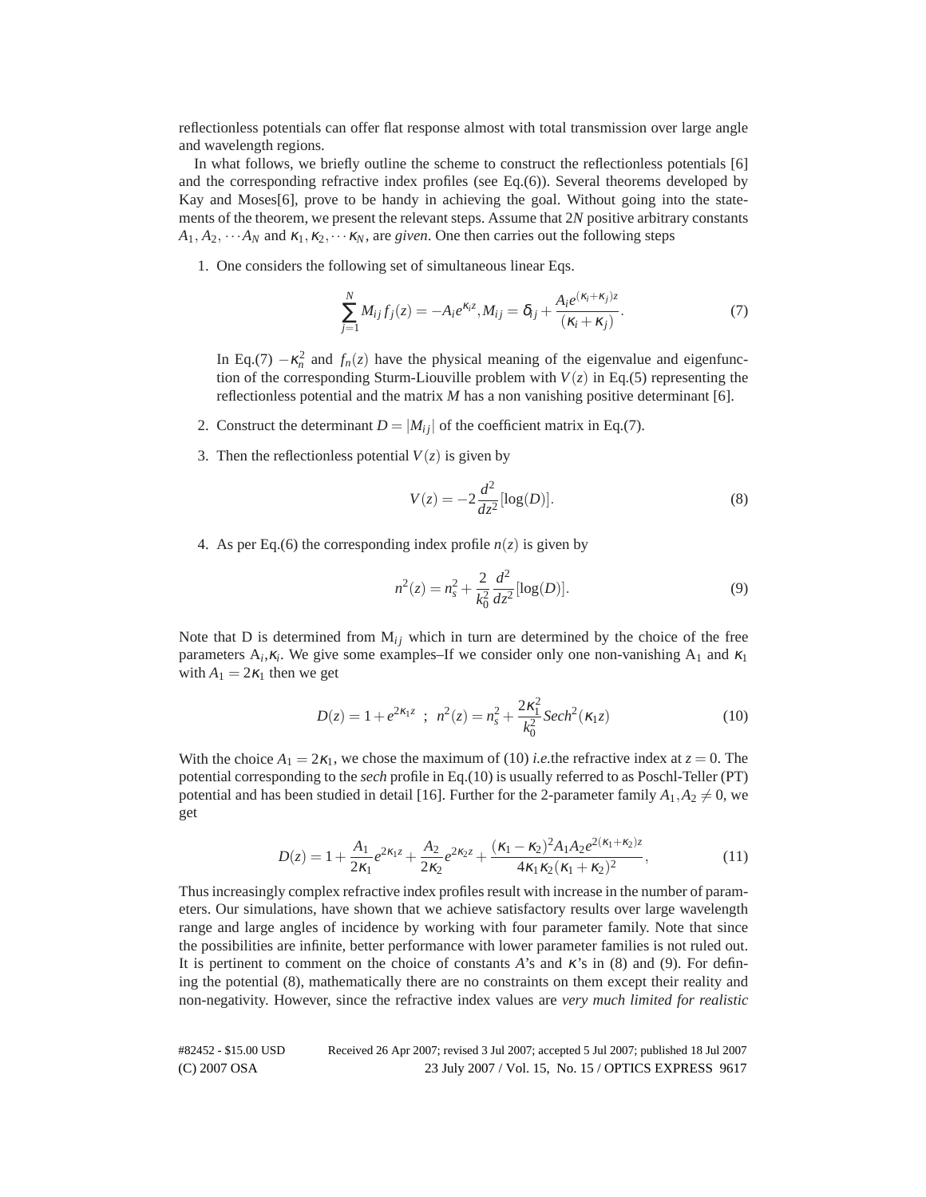reflectionless potentials can offer flat response almost with total transmission over large angle and wavelength regions.

In what follows, we briefly outline the scheme to construct the reflectionless potentials [6] and the corresponding refractive index profiles (see Eq.(6)). Several theorems developed by Kay and Moses[6], prove to be handy in achieving the goal. Without going into the statements of the theorem, we present the relevant steps. Assume that $2N$ positive arbitrary constants $A_1, A_2, \cdots A_N$ and $\kappa_1, \kappa_2, \cdots \kappa_N$, are *given*. One then carries out the following steps

1. One considers the following set of simultaneous linear Eqs.

$$\sum_{j=1}^{N} M_{ij} f_j(z) = -A_i e^{\kappa_i z}, M_{ij} = \delta_{ij} + \frac{A_i e^{(\kappa_i + \kappa_j)z}}{(\kappa_i + \kappa_j)}. \tag{7}$$

   In Eq.(7) $-\kappa_n^2$ and $f_n(z)$ have the physical meaning of the eigenvalue and eigenfunction of the corresponding Sturm-Liouville problem with $V(z)$ in Eq.(5) representing the reflectionless potential and the matrix $M$ has a non vanishing positive determinant [6].

2. Construct the determinant $D = |M_{ij}|$ of the coefficient matrix in Eq.(7).

3. Then the reflectionless potential $V(z)$ is given by

$$V(z) = -2\frac{d^2}{dz^2}[\log(D)]. \tag{8}$$

4. As per Eq.(6) the corresponding index profile $n(z)$ is given by

$$n^2(z) = n_s^2 + \frac{2}{k_0^2}\frac{d^2}{dz^2}[\log(D)]. \tag{9}$$

Note that D is determined from $M_{ij}$ which in turn are determined by the choice of the free parameters $A_i, \kappa_i$. We give some examples–If we consider only one non-vanishing $A_1$ and $\kappa_1$ with $A_1 = 2\kappa_1$ then we get

$$D(z) = 1 + e^{2\kappa_1 z} \;\; ; \;\; n^2(z) = n_s^2 + \frac{2\kappa_1^2}{k_0^2} Sech^2(\kappa_1 z) \tag{10}$$

With the choice $A_1 = 2\kappa_1$, we chose the maximum of (10) *i.e.*the refractive index at $z = 0$. The potential corresponding to the *sech* profile in Eq.(10) is usually referred to as Poschl-Teller (PT) potential and has been studied in detail [16]. Further for the 2-parameter family $A_1, A_2 \neq 0$, we get

$$D(z) = 1 + \frac{A_1}{2\kappa_1}e^{2\kappa_1 z} + \frac{A_2}{2\kappa_2}e^{2\kappa_2 z} + \frac{(\kappa_1 - \kappa_2)^2 A_1 A_2 e^{2(\kappa_1+\kappa_2)z}}{4\kappa_1\kappa_2(\kappa_1+\kappa_2)^2}, \tag{11}$$

Thus increasingly complex refractive index profiles result with increase in the number of parameters. Our simulations, have shown that we achieve satisfactory results over large wavelength range and large angles of incidence by working with four parameter family. Note that since the possibilities are infinite, better performance with lower parameter families is not ruled out. It is pertinent to comment on the choice of constants $A$'s and $\kappa$'s in (8) and (9). For defining the potential (8), mathematically there are no constraints on them except their reality and non-negativity. However, since the refractive index values are *very much limited for realistic*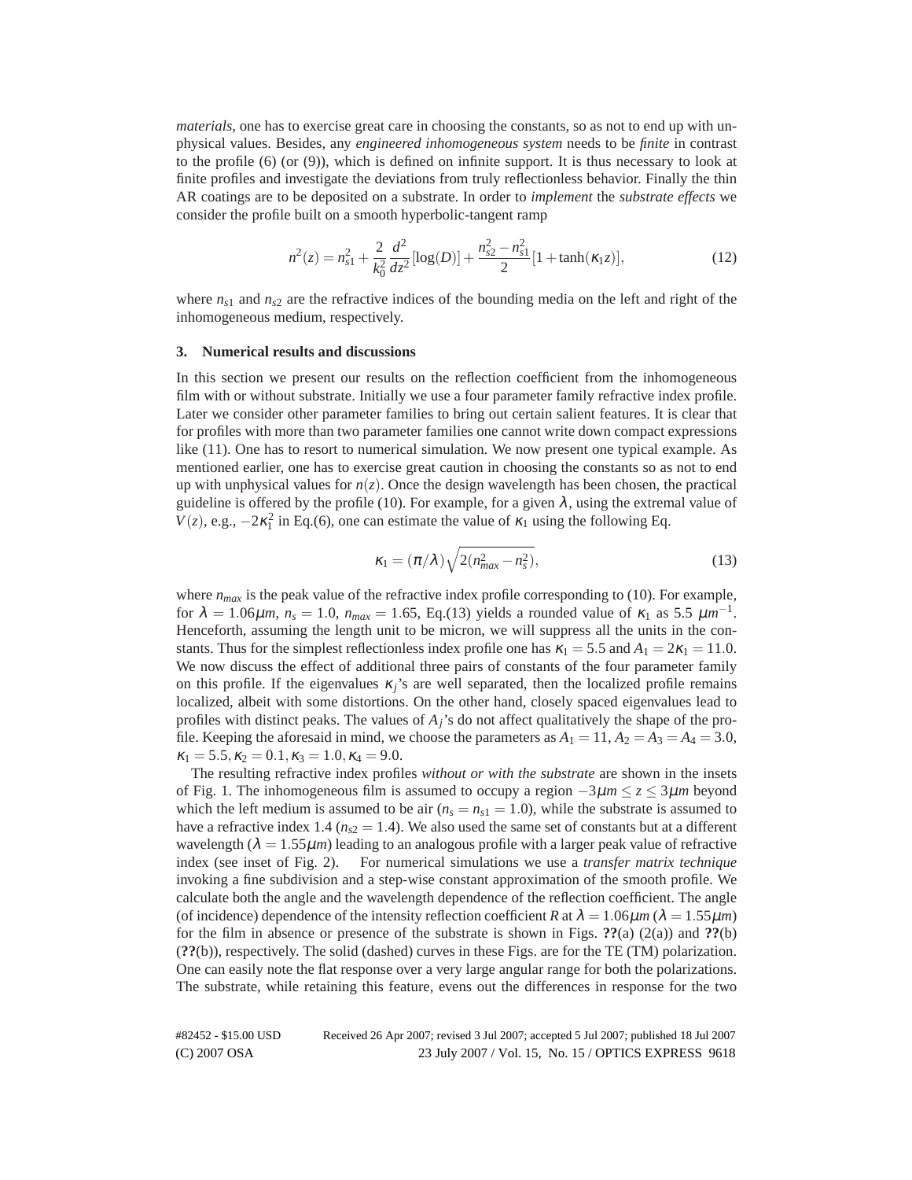*materials*, one has to exercise great care in choosing the constants, so as not to end up with unphysical values. Besides, any *engineered inhomogeneous system* needs to be *finite* in contrast to the profile (6) (or (9)), which is defined on infinite support. It is thus necessary to look at finite profiles and investigate the deviations from truly reflectionless behavior. Finally the thin AR coatings are to be deposited on a substrate. In order to *implement* the *substrate effects* we consider the profile built on a smooth hyperbolic-tangent ramp

$$n^2(z) = n_{s1}^2 + \frac{2}{k_0^2}\frac{d^2}{dz^2}[\log(D)] + \frac{n_{s2}^2 - n_{s1}^2}{2}[1 + \tanh(\kappa_1 z)], \tag{12}$$

where $n_{s1}$ and $n_{s2}$ are the refractive indices of the bounding media on the left and right of the inhomogeneous medium, respectively.

### 3. Numerical results and discussions

In this section we present our results on the reflection coefficient from the inhomogeneous film with or without substrate. Initially we use a four parameter family refractive index profile. Later we consider other parameter families to bring out certain salient features. It is clear that for profiles with more than two parameter families one cannot write down compact expressions like (11). One has to resort to numerical simulation. We now present one typical example. As mentioned earlier, one has to exercise great caution in choosing the constants so as not to end up with unphysical values for $n(z)$. Once the design wavelength has been chosen, the practical guideline is offered by the profile (10). For example, for a given $\lambda$, using the extremal value of $V(z)$, e.g., $-2\kappa_1^2$ in Eq.(6), one can estimate the value of $\kappa_1$ using the following Eq.

$$\kappa_1 = (\pi/\lambda)\sqrt{2(n_{max}^2 - n_s^2)}, \tag{13}$$

where $n_{max}$ is the peak value of the refractive index profile corresponding to (10). For example, for $\lambda = 1.06\mu m$, $n_s = 1.0$, $n_{max} = 1.65$, Eq.(13) yields a rounded value of $\kappa_1$ as 5.5 $\mu m^{-1}$. Henceforth, assuming the length unit to be micron, we will suppress all the units in the constants. Thus for the simplest reflectionless index profile one has $\kappa_1 = 5.5$ and $A_1 = 2\kappa_1 = 11.0$. We now discuss the effect of additional three pairs of constants of the four parameter family on this profile. If the eigenvalues $\kappa_j$'s are well separated, then the localized profile remains localized, albeit with some distortions. On the other hand, closely spaced eigenvalues lead to profiles with distinct peaks. The values of $A_j$'s do not affect qualitatively the shape of the profile. Keeping the aforesaid in mind, we choose the parameters as $A_1 = 11$, $A_2 = A_3 = A_4 = 3.0$, $\kappa_1 = 5.5, \kappa_2 = 0.1, \kappa_3 = 1.0, \kappa_4 = 9.0$.

The resulting refractive index profiles *without or with the substrate* are shown in the insets of Fig. 1. The inhomogeneous film is assumed to occupy a region $-3\mu m \leq z \leq 3\mu m$ beyond which the left medium is assumed to be air ($n_s = n_{s1} = 1.0$), while the substrate is assumed to have a refractive index 1.4 ($n_{s2} = 1.4$). We also used the same set of constants but at a different wavelength ($\lambda = 1.55\mu m$) leading to an analogous profile with a larger peak value of refractive index (see inset of Fig. 2). For numerical simulations we use a *transfer matrix technique* invoking a fine subdivision and a step-wise constant approximation of the smooth profile. We calculate both the angle and the wavelength dependence of the reflection coefficient. The angle (of incidence) dependence of the intensity reflection coefficient $R$ at $\lambda = 1.06\mu m$ ($\lambda = 1.55\mu m$) for the film in absence or presence of the substrate is shown in Figs. **??**(a) (2(a)) and **??**(b) (**??**(b)), respectively. The solid (dashed) curves in these Figs. are for the TE (TM) polarization. One can easily note the flat response over a very large angular range for both the polarizations. The substrate, while retaining this feature, evens out the differences in response for the two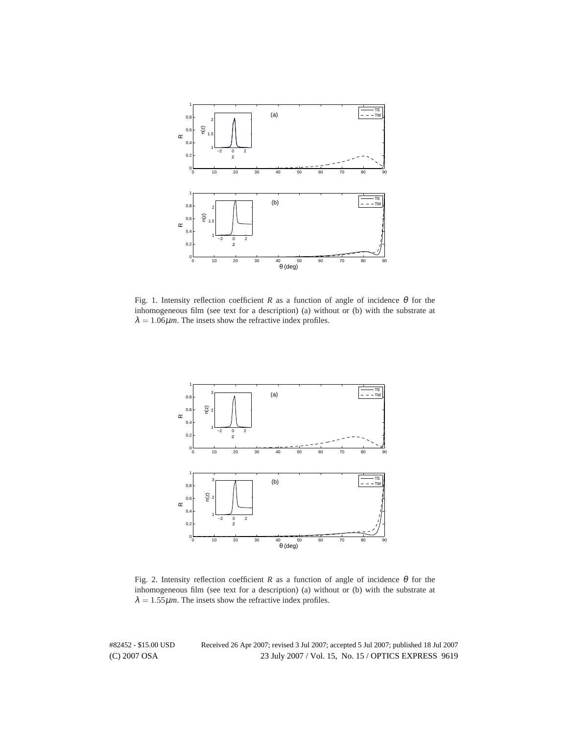Fig. 1. Intensity reflection coefficient $R$ as a function of angle of incidence $\theta$ for the inhomogeneous film (see text for a description) (a) without or (b) with the substrate at $\lambda = 1.06\mu m$. The insets show the refractive index profiles.

Fig. 2. Intensity reflection coefficient $R$ as a function of angle of incidence $\theta$ for the inhomogeneous film (see text for a description) (a) without or (b) with the substrate at $\lambda = 1.55\mu m$. The insets show the refractive index profiles.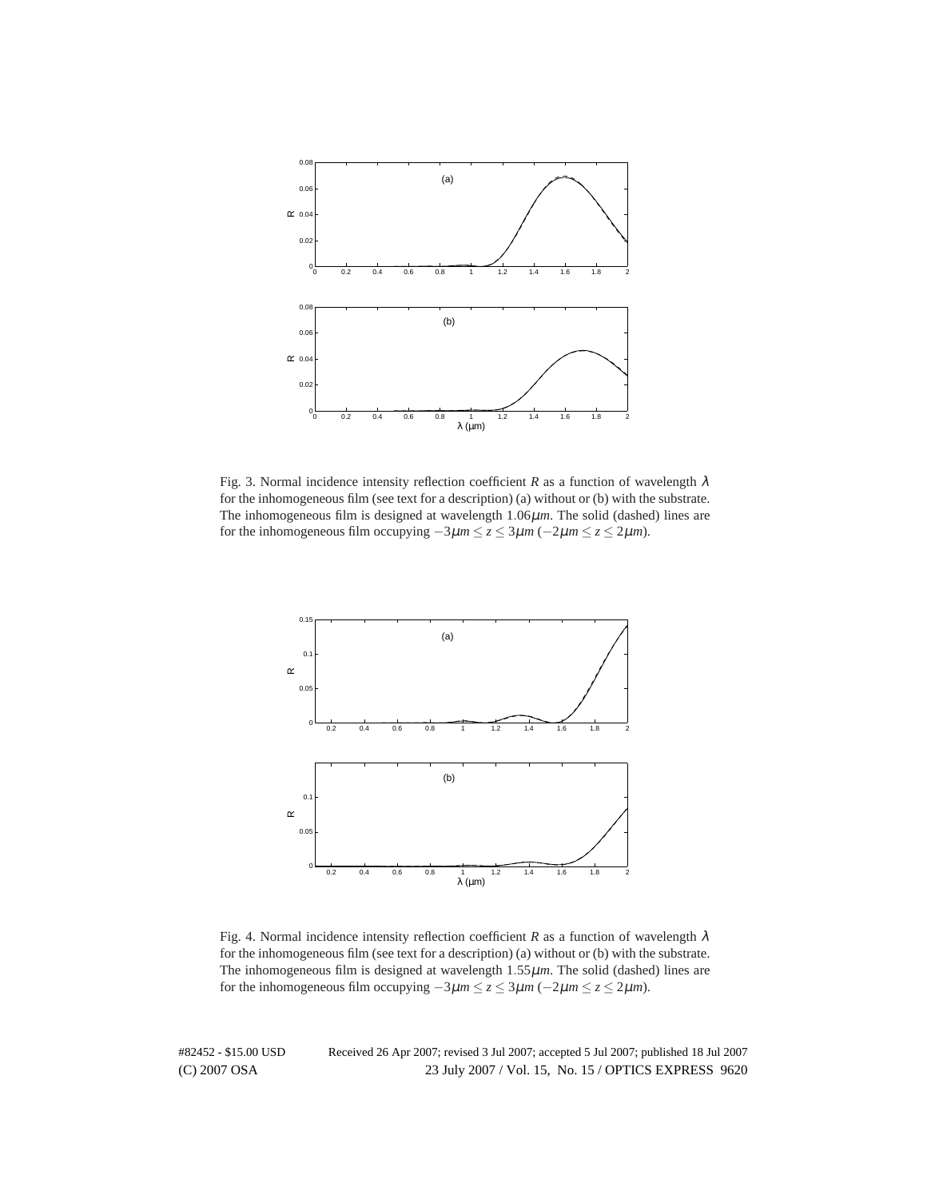Fig. 3. Normal incidence intensity reflection coefficient $R$ as a function of wavelength $\lambda$ for the inhomogeneous film (see text for a description) (a) without or (b) with the substrate. The inhomogeneous film is designed at wavelength $1.06\mu m$. The solid (dashed) lines are for the inhomogeneous film occupying $-3\mu m \leq z \leq 3\mu m$ ($-2\mu m \leq z \leq 2\mu m$).

Fig. 4. Normal incidence intensity reflection coefficient $R$ as a function of wavelength $\lambda$ for the inhomogeneous film (see text for a description) (a) without or (b) with the substrate. The inhomogeneous film is designed at wavelength $1.55\mu m$. The solid (dashed) lines are for the inhomogeneous film occupying $-3\mu m \leq z \leq 3\mu m$ ($-2\mu m \leq z \leq 2\mu m$).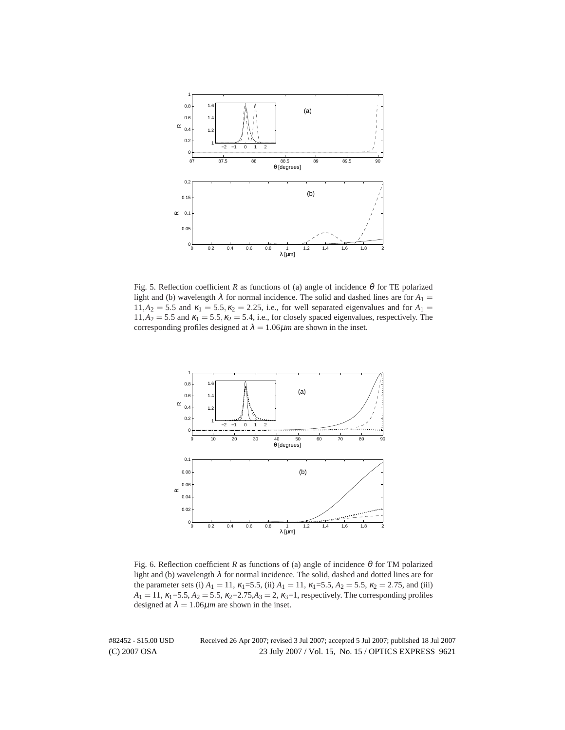Fig. 5. Reflection coefficient $R$ as functions of (a) angle of incidence $\theta$ for TE polarized light and (b) wavelength $\lambda$ for normal incidence. The solid and dashed lines are for $A_1 = 11, A_2 = 5.5$ and $\kappa_1 = 5.5, \kappa_2 = 2.25$, i.e., for well separated eigenvalues and for $A_1 = 11, A_2 = 5.5$ and $\kappa_1 = 5.5, \kappa_2 = 5.4$, i.e., for closely spaced eigenvalues, respectively. The corresponding profiles designed at $\lambda = 1.06\mu m$ are shown in the inset.

Fig. 6. Reflection coefficient $R$ as functions of (a) angle of incidence $\theta$ for TM polarized light and (b) wavelength $\lambda$ for normal incidence. The solid, dashed and dotted lines are for the parameter sets (i) $A_1 = 11$, $\kappa_1$=5.5, (ii) $A_1 = 11$, $\kappa_1$=5.5, $A_2 = 5.5$, $\kappa_2 = 2.75$, and (iii) $A_1 = 11$, $\kappa_1$=5.5, $A_2 = 5.5$, $\kappa_2$=2.75,$A_3 = 2$, $\kappa_3$=1, respectively. The corresponding profiles designed at $\lambda = 1.06\mu m$ are shown in the inset.

#82452 - $15.00 USD Received 26 Apr 2007; revised 3 Jul 2007; accepted 5 Jul 2007; published 18 Jul 2007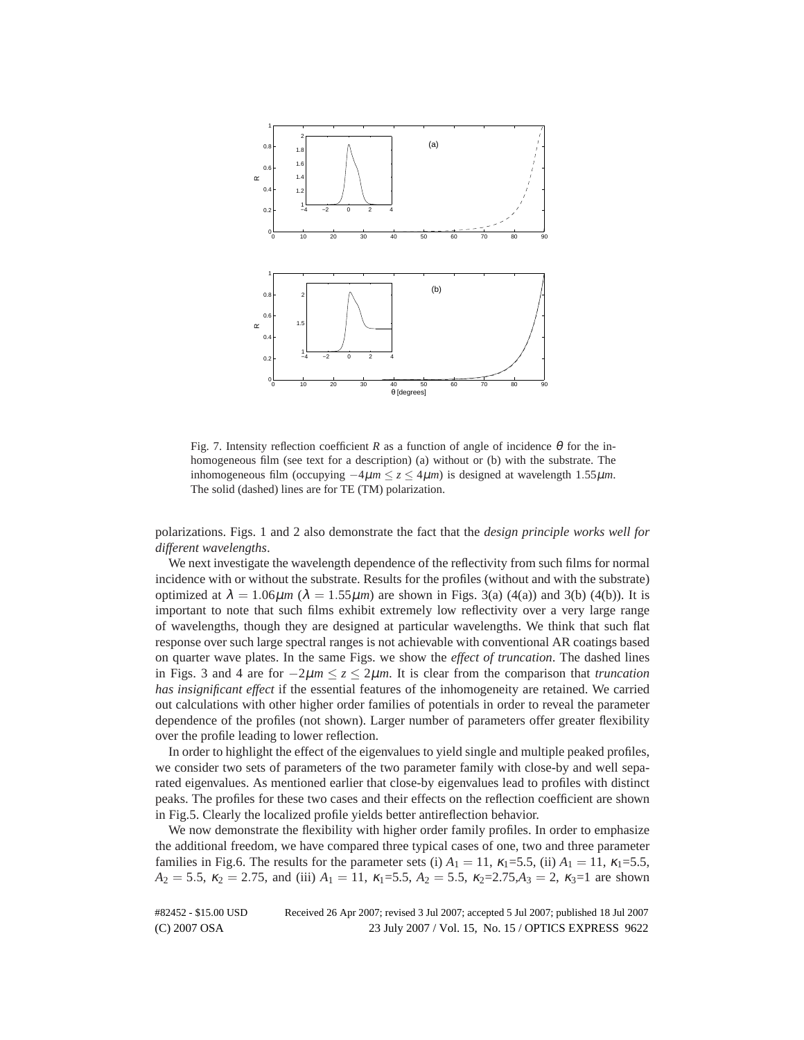Fig. 7. Intensity reflection coefficient $R$ as a function of angle of incidence $\theta$ for the inhomogeneous film (see text for a description) (a) without or (b) with the substrate. The inhomogeneous film (occupying $-4\mu m \leq z \leq 4\mu m$) is designed at wavelength $1.55\mu m$. The solid (dashed) lines are for TE (TM) polarization.

polarizations. Figs. 1 and 2 also demonstrate the fact that the *design principle works well for different wavelengths*.

We next investigate the wavelength dependence of the reflectivity from such films for normal incidence with or without the substrate. Results for the profiles (without and with the substrate) optimized at $\lambda = 1.06\mu m$ ($\lambda = 1.55\mu m$) are shown in Figs. 3(a) (4(a)) and 3(b) (4(b)). It is important to note that such films exhibit extremely low reflectivity over a very large range of wavelengths, though they are designed at particular wavelengths. We think that such flat response over such large spectral ranges is not achievable with conventional AR coatings based on quarter wave plates. In the same Figs. we show the *effect of truncation*. The dashed lines in Figs. 3 and 4 are for $-2\mu m \leq z \leq 2\mu m$. It is clear from the comparison that *truncation has insignificant effect* if the essential features of the inhomogeneity are retained. We carried out calculations with other higher order families of potentials in order to reveal the parameter dependence of the profiles (not shown). Larger number of parameters offer greater flexibility over the profile leading to lower reflection.

In order to highlight the effect of the eigenvalues to yield single and multiple peaked profiles, we consider two sets of parameters of the two parameter family with close-by and well separated eigenvalues. As mentioned earlier that close-by eigenvalues lead to profiles with distinct peaks. The profiles for these two cases and their effects on the reflection coefficient are shown in Fig.5. Clearly the localized profile yields better antireflection behavior.

We now demonstrate the flexibility with higher order family profiles. In order to emphasize the additional freedom, we have compared three typical cases of one, two and three parameter families in Fig.6. The results for the parameter sets (i) $A_1 = 11$, $\kappa_1$=5.5, (ii) $A_1 = 11$, $\kappa_1$=5.5, $A_2 = 5.5$, $\kappa_2 = 2.75$, and (iii) $A_1 = 11$, $\kappa_1$=5.5, $A_2 = 5.5$, $\kappa_2$=2.75,$A_3 = 2$, $\kappa_3$=1 are shown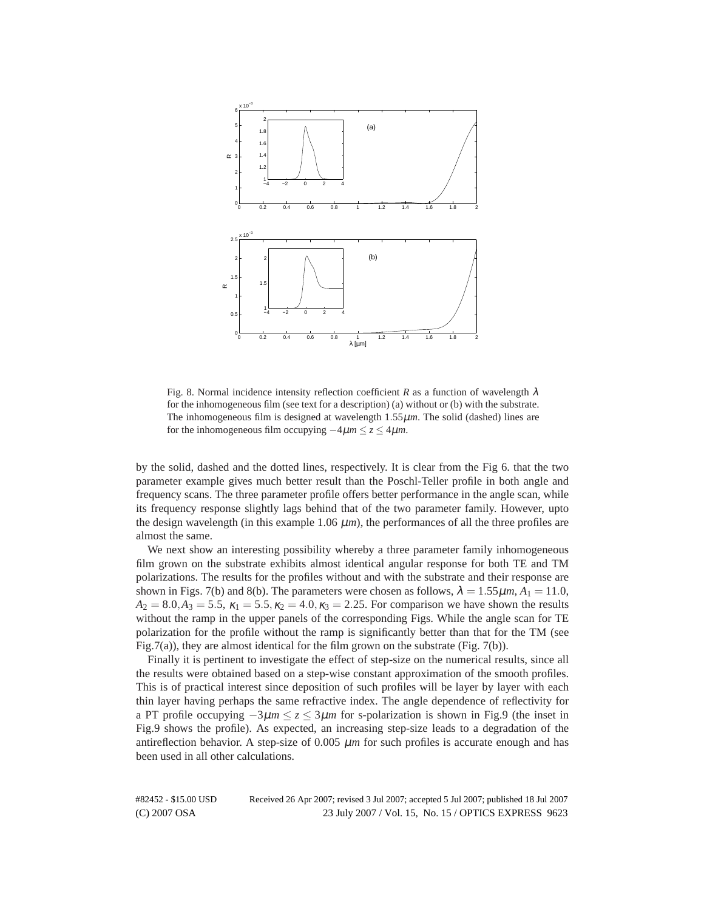Fig. 8. Normal incidence intensity reflection coefficient $R$ as a function of wavelength $\lambda$ for the inhomogeneous film (see text for a description) (a) without or (b) with the substrate. The inhomogeneous film is designed at wavelength $1.55\mu m$. The solid (dashed) lines are for the inhomogeneous film occupying $-4\mu m \leq z \leq 4\mu m$.

by the solid, dashed and the dotted lines, respectively. It is clear from the Fig 6. that the two parameter example gives much better result than the Poschl-Teller profile in both angle and frequency scans. The three parameter profile offers better performance in the angle scan, while its frequency response slightly lags behind that of the two parameter family. However, upto the design wavelength (in this example 1.06 $\mu m$), the performances of all the three profiles are almost the same.

We next show an interesting possibility whereby a three parameter family inhomogeneous film grown on the substrate exhibits almost identical angular response for both TE and TM polarizations. The results for the profiles without and with the substrate and their response are shown in Figs. 7(b) and 8(b). The parameters were chosen as follows, $\lambda = 1.55\mu m$, $A_1 = 11.0$, $A_2 = 8.0, A_3 = 5.5$, $\kappa_1 = 5.5, \kappa_2 = 4.0, \kappa_3 = 2.25$. For comparison we have shown the results without the ramp in the upper panels of the corresponding Figs. While the angle scan for TE polarization for the profile without the ramp is significantly better than that for the TM (see Fig.7(a)), they are almost identical for the film grown on the substrate (Fig. 7(b)).

Finally it is pertinent to investigate the effect of step-size on the numerical results, since all the results were obtained based on a step-wise constant approximation of the smooth profiles. This is of practical interest since deposition of such profiles will be layer by layer with each thin layer having perhaps the same refractive index. The angle dependence of reflectivity for a PT profile occupying $-3\mu m \leq z \leq 3\mu m$ for s-polarization is shown in Fig.9 (the inset in Fig.9 shows the profile). As expected, an increasing step-size leads to a degradation of the antireflection behavior. A step-size of 0.005 $\mu m$ for such profiles is accurate enough and has been used in all other calculations.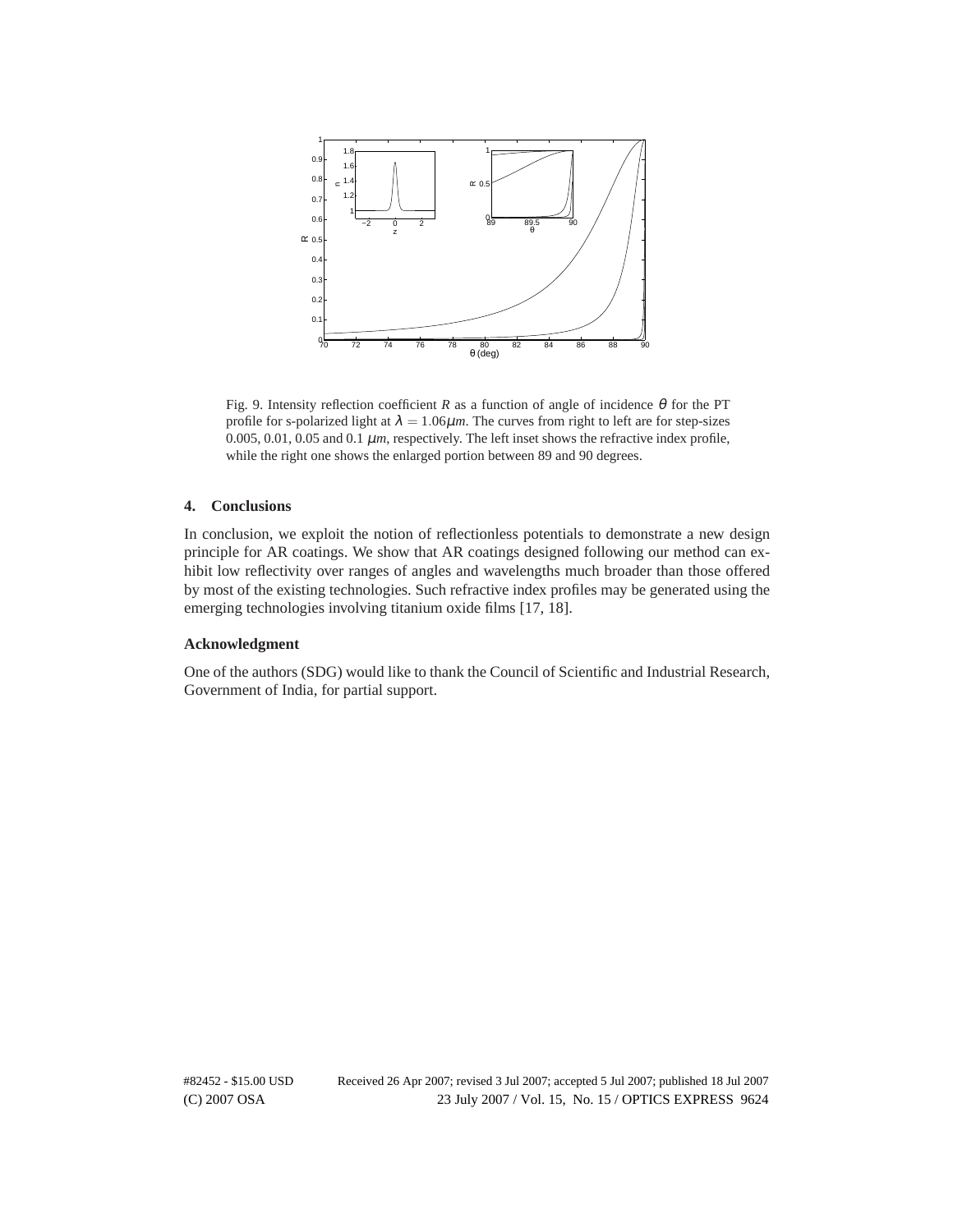1
0.9
0.8
0.7
0.6
R 0.5
0.4
0.3
0.2
0.1
0
70 72 74 76 78 80 82 84 86 88 90
θ (deg)

1.8
1.6
n 1.4
1.2
1
−2 0 2
z

1
R 0.5
0
89 89.5 90
θ

Fig. 9. Intensity reflection coefficient $R$ as a function of angle of incidence $\theta$ for the PT profile for s-polarized light at $\lambda = 1.06\mu m$. The curves from right to left are for step-sizes 0.005, 0.01, 0.05 and 0.1 $\mu m$, respectively. The left inset shows the refractive index profile, while the right one shows the enlarged portion between 89 and 90 degrees.

## 4. Conclusions

In conclusion, we exploit the notion of reflectionless potentials to demonstrate a new design principle for AR coatings. We show that AR coatings designed following our method can exhibit low reflectivity over ranges of angles and wavelengths much broader than those offered by most of the existing technologies. Such refractive index profiles may be generated using the emerging technologies involving titanium oxide films [17, 18].

### Acknowledgment

One of the authors (SDG) would like to thank the Council of Scientific and Industrial Research, Government of India, for partial support.

#82452 - $15.00 USD Received 26 Apr 2007; revised 3 Jul 2007; accepted 5 Jul 2007; published 18 Jul 2007
(C) 2007 OSA